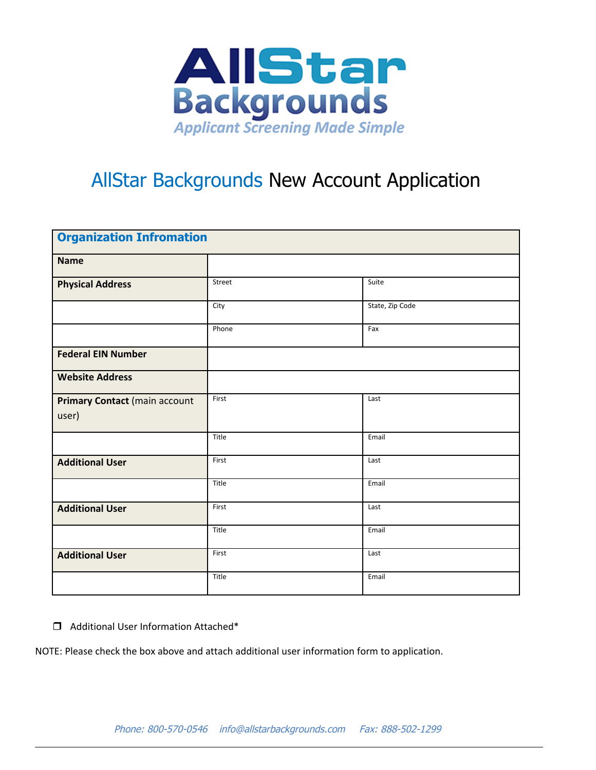# AllStar Backgrounds

*Applicant Screening Made Simple*

## AllStar Backgrounds New Account Application

| **Organization Infromation** | | |
|---|---|---|
| **Name** | | |
| **Physical Address** | Street | Suite |
| | City | State, Zip Code |
| | Phone | Fax |
| **Federal EIN Number** | | |
| **Website Address** | | |
| **Primary Contact** (main account user) | First | Last |
| | Title | Email |
| **Additional User** | First | Last |
| | Title | Email |
| **Additional User** | First | Last |
| | Title | Email |
| **Additional User** | First | Last |
| | Title | Email |

❒ Additional User Information Attached*

NOTE: Please check the box above and attach additional user information form to application.

*Phone: 800-570-0546 info@allstarbackgrounds.com Fax: 888-502-1299*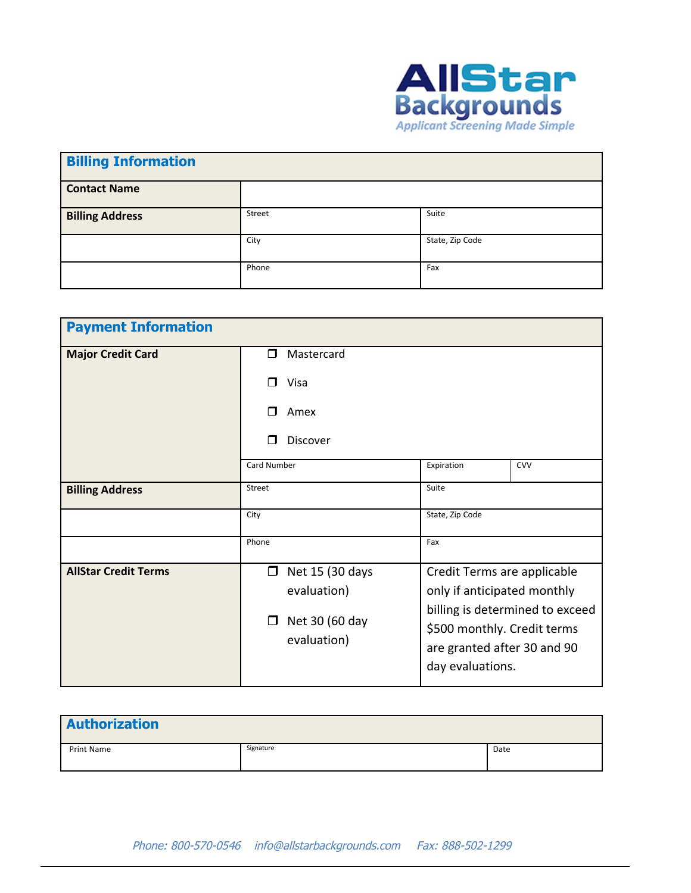AllStar Backgrounds

*Applicant Screening Made Simple*

| **Billing Information** | | |
|---|---|---|
| **Contact Name** | | |
| **Billing Address** | Street | Suite |
| | City | State, Zip Code |
| | Phone | Fax |

| **Payment Information** | | | |
|---|---|---|---|
| **Major Credit Card** | ❒ Mastercard<br>❒ Visa<br>❒ Amex<br>❒ Discover | | |
| | Card Number | Expiration | CVV |
| **Billing Address** | Street | Suite | |
| | City | State, Zip Code | |
| | Phone | Fax | |
| **AllStar Credit Terms** | ❒ Net 15 (30 days evaluation)<br>❒ Net 30 (60 day evaluation) | Credit Terms are applicable only if anticipated monthly billing is determined to exceed $500 monthly. Credit terms are granted after 30 and 90 day evaluations. | |

| **Authorization** | | |
|---|---|---|
| Print Name | Signature | Date |

*Phone: 800-570-0546 info@allstarbackgrounds.com Fax: 888-502-1299*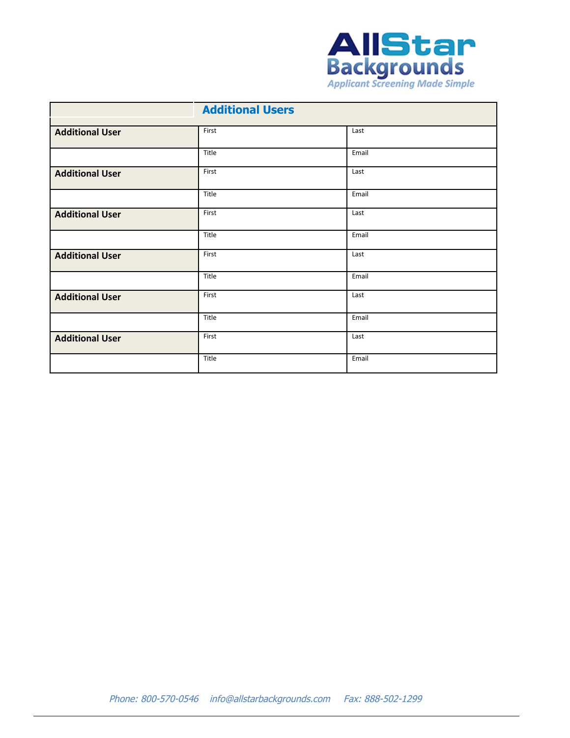| | Additional Users | |
|---|---|---|
| **Additional User** | First | Last |
| | Title | Email |
| **Additional User** | First | Last |
| | Title | Email |
| **Additional User** | First | Last |
| | Title | Email |
| **Additional User** | First | Last |
| | Title | Email |
| **Additional User** | First | Last |
| | Title | Email |
| **Additional User** | First | Last |
| | Title | Email |